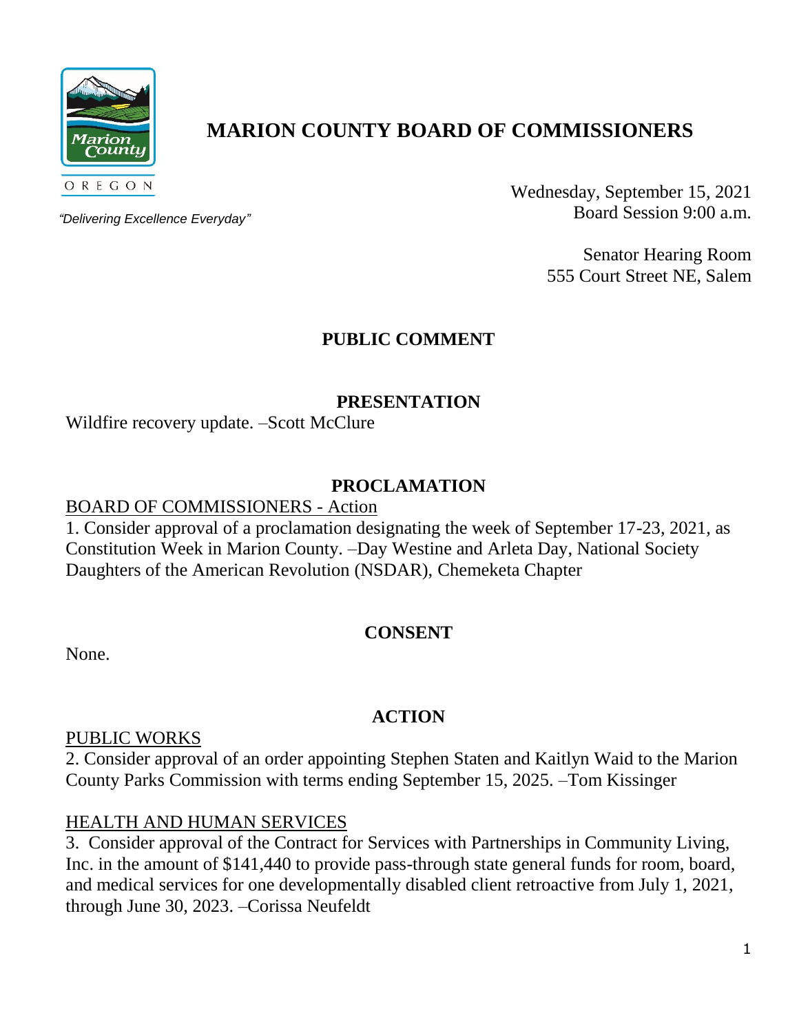# MARION COUNTY BOARD OF COMMISSIONERS

OREGON

*"Delivering Excellence Everyday"*

Wednesday, September 15, 2021
Board Session 9:00 a.m.

Senator Hearing Room
555 Court Street NE, Salem

## PUBLIC COMMENT

## PRESENTATION

Wildfire recovery update. –Scott McClure

## PROCLAMATION

BOARD OF COMMISSIONERS - Action

1. Consider approval of a proclamation designating the week of September 17-23, 2021, as Constitution Week in Marion County. –Day Westine and Arleta Day, National Society Daughters of the American Revolution (NSDAR), Chemeketa Chapter

## CONSENT

None.

## ACTION

PUBLIC WORKS

2. Consider approval of an order appointing Stephen Staten and Kaitlyn Waid to the Marion County Parks Commission with terms ending September 15, 2025. –Tom Kissinger

HEALTH AND HUMAN SERVICES

3. Consider approval of the Contract for Services with Partnerships in Community Living, Inc. in the amount of $141,440 to provide pass-through state general funds for room, board, and medical services for one developmentally disabled client retroactive from July 1, 2021, through June 30, 2023. –Corissa Neufeldt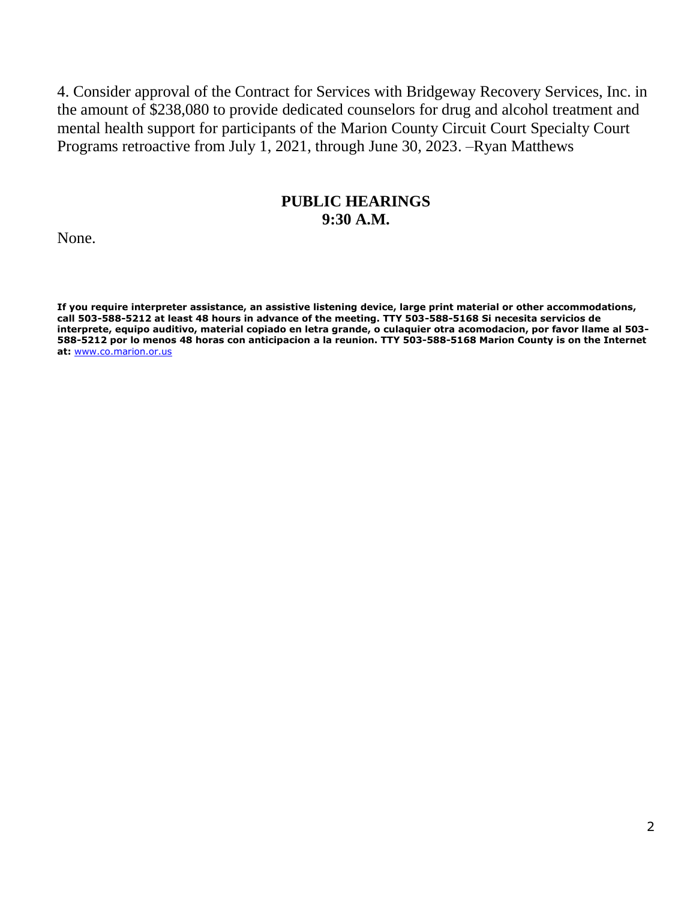4. Consider approval of the Contract for Services with Bridgeway Recovery Services, Inc. in the amount of $238,080 to provide dedicated counselors for drug and alcohol treatment and mental health support for participants of the Marion County Circuit Court Specialty Court Programs retroactive from July 1, 2021, through June 30, 2023. –Ryan Matthews

## PUBLIC HEARINGS
## 9:30 A.M.

None.

**If you require interpreter assistance, an assistive listening device, large print material or other accommodations, call 503-588-5212 at least 48 hours in advance of the meeting. TTY 503-588-5168 Si necesita servicios de interprete, equipo auditivo, material copiado en letra grande, o culaquier otra acomodacion, por favor llame al 503-588-5212 por lo menos 48 horas con anticipacion a la reunion. TTY 503-588-5168 Marion County is on the Internet at:** www.co.marion.or.us